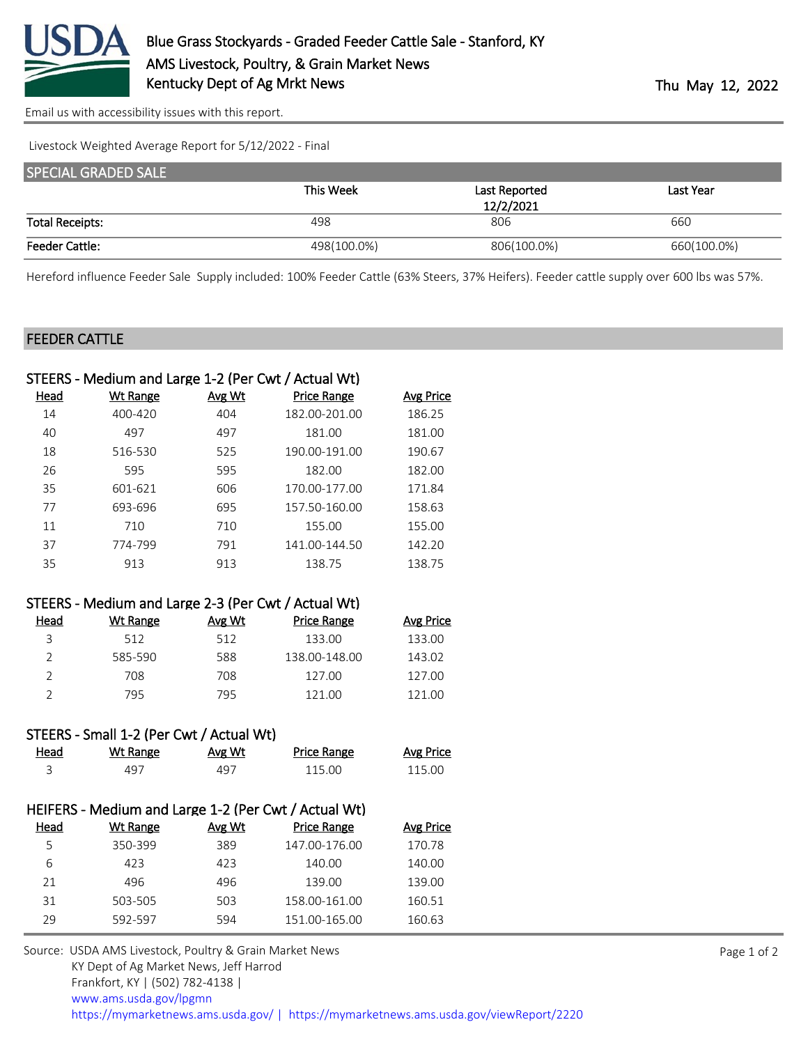# Blue Grass Stockyards - Graded Feeder Cattle Sale - Stanford, KY

AMS Livestock, Poultry, & Grain Market News

Kentucky Dept of Ag Mrkt News

Thu May 12, 2022

Email us with accessibility issues with this report.

Livestock Weighted Average Report for 5/12/2022 - Final

## SPECIAL GRADED SALE

| | This Week | Last Reported 12/2/2021 | Last Year |
|---|---|---|---|
| **Total Receipts:** | 498 | 806 | 660 |
| **Feeder Cattle:** | 498(100.0%) | 806(100.0%) | 660(100.0%) |

Hereford influence Feeder Sale Supply included: 100% Feeder Cattle (63% Steers, 37% Heifers). Feeder cattle supply over 600 lbs was 57%.

## FEEDER CATTLE

### STEERS - Medium and Large 1-2 (Per Cwt / Actual Wt)

| Head | Wt Range | Avg Wt | Price Range | Avg Price |
|---|---|---|---|---|
| 14 | 400-420 | 404 | 182.00-201.00 | 186.25 |
| 40 | 497 | 497 | 181.00 | 181.00 |
| 18 | 516-530 | 525 | 190.00-191.00 | 190.67 |
| 26 | 595 | 595 | 182.00 | 182.00 |
| 35 | 601-621 | 606 | 170.00-177.00 | 171.84 |
| 77 | 693-696 | 695 | 157.50-160.00 | 158.63 |
| 11 | 710 | 710 | 155.00 | 155.00 |
| 37 | 774-799 | 791 | 141.00-144.50 | 142.20 |
| 35 | 913 | 913 | 138.75 | 138.75 |

### STEERS - Medium and Large 2-3 (Per Cwt / Actual Wt)

| Head | Wt Range | Avg Wt | Price Range | Avg Price |
|---|---|---|---|---|
| 3 | 512 | 512 | 133.00 | 133.00 |
| 2 | 585-590 | 588 | 138.00-148.00 | 143.02 |
| 2 | 708 | 708 | 127.00 | 127.00 |
| 2 | 795 | 795 | 121.00 | 121.00 |

### STEERS - Small 1-2 (Per Cwt / Actual Wt)

| Head | Wt Range | Avg Wt | Price Range | Avg Price |
|---|---|---|---|---|
| 3 | 497 | 497 | 115.00 | 115.00 |

### HEIFERS - Medium and Large 1-2 (Per Cwt / Actual Wt)

| Head | Wt Range | Avg Wt | Price Range | Avg Price |
|---|---|---|---|---|
| 5 | 350-399 | 389 | 147.00-176.00 | 170.78 |
| 6 | 423 | 423 | 140.00 | 140.00 |
| 21 | 496 | 496 | 139.00 | 139.00 |
| 31 | 503-505 | 503 | 158.00-161.00 | 160.51 |
| 29 | 592-597 | 594 | 151.00-165.00 | 160.63 |

Source: USDA AMS Livestock, Poultry & Grain Market News
KY Dept of Ag Market News, Jeff Harrod
Frankfort, KY | (502) 782-4138 |
www.ams.usda.gov/lpgmn
https://mymarketnews.ams.usda.gov/ | https://mymarketnews.ams.usda.gov/viewReport/2220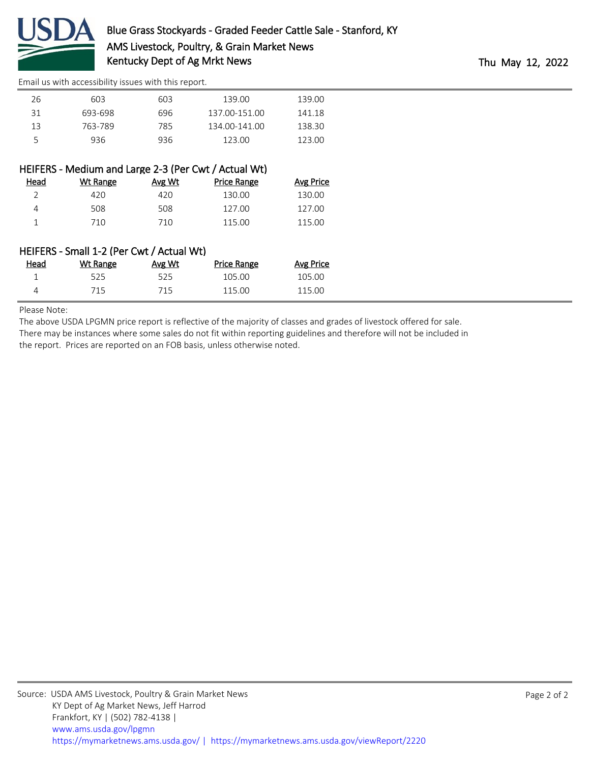Email us with accessibility issues with this report.

| | | | | |
|---|---|---|---|---|
| 26 | 603 | 603 | 139.00 | 139.00 |
| 31 | 693-698 | 696 | 137.00-151.00 | 141.18 |
| 13 | 763-789 | 785 | 134.00-141.00 | 138.30 |
| 5 | 936 | 936 | 123.00 | 123.00 |

## HEIFERS - Medium and Large 2-3 (Per Cwt / Actual Wt)

| Head | Wt Range | Avg Wt | Price Range | Avg Price |
|---|---|---|---|---|
| 2 | 420 | 420 | 130.00 | 130.00 |
| 4 | 508 | 508 | 127.00 | 127.00 |
| 1 | 710 | 710 | 115.00 | 115.00 |

## HEIFERS - Small 1-2 (Per Cwt / Actual Wt)

| Head | Wt Range | Avg Wt | Price Range | Avg Price |
|---|---|---|---|---|
| 1 | 525 | 525 | 105.00 | 105.00 |
| 4 | 715 | 715 | 115.00 | 115.00 |

Please Note:
The above USDA LPGMN price report is reflective of the majority of classes and grades of livestock offered for sale. There may be instances where some sales do not fit within reporting guidelines and therefore will not be included in the report. Prices are reported on an FOB basis, unless otherwise noted.

Source: USDA AMS Livestock, Poultry & Grain Market News
KY Dept of Ag Market News, Jeff Harrod
Frankfort, KY | (502) 782-4138 |
www.ams.usda.gov/lpgmn
https://mymarketnews.ams.usda.gov/ | https://mymarketnews.ams.usda.gov/viewReport/2220